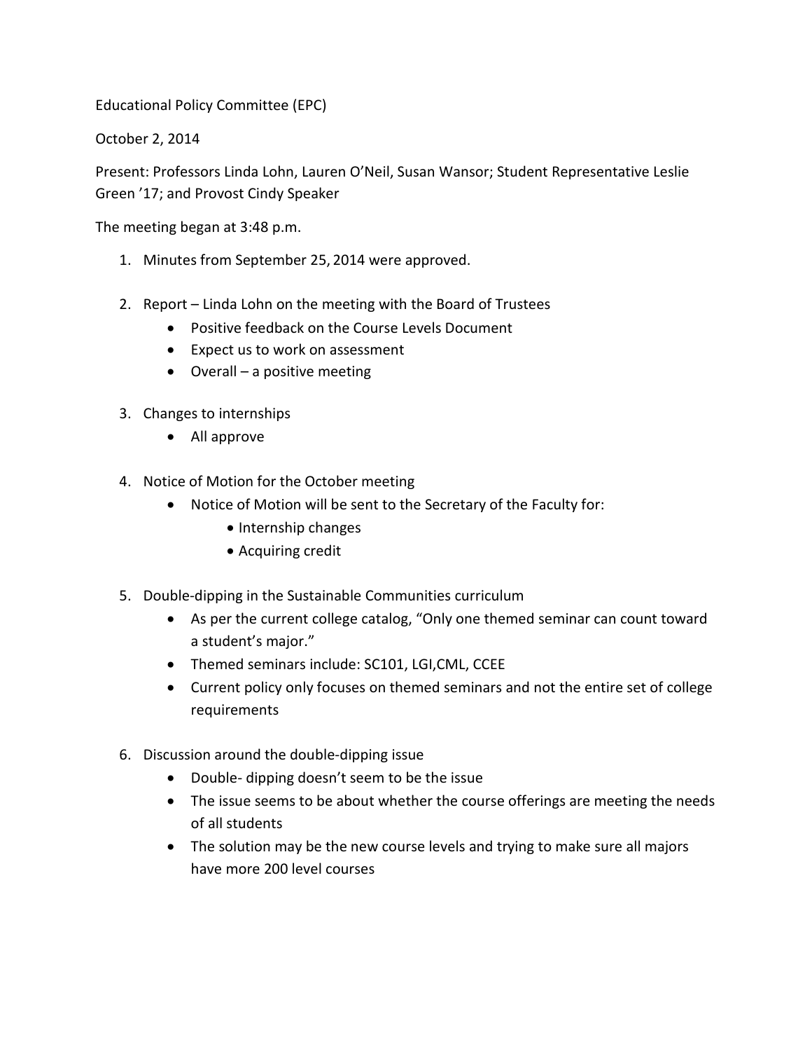Educational Policy Committee (EPC)

October 2, 2014

Present: Professors Linda Lohn, Lauren O'Neil, Susan Wansor; Student Representative Leslie Green '17; and Provost Cindy Speaker

The meeting began at 3:48 p.m.

1. Minutes from September 25, 2014 were approved.

2. Report – Linda Lohn on the meeting with the Board of Trustees
   - Positive feedback on the Course Levels Document
   - Expect us to work on assessment
   - Overall – a positive meeting

3. Changes to internships
   - All approve

4. Notice of Motion for the October meeting
   - Notice of Motion will be sent to the Secretary of the Faculty for:
     - Internship changes
     - Acquiring credit

5. Double-dipping in the Sustainable Communities curriculum
   - As per the current college catalog, "Only one themed seminar can count toward a student's major."
   - Themed seminars include: SC101, LGI,CML, CCEE
   - Current policy only focuses on themed seminars and not the entire set of college requirements

6. Discussion around the double-dipping issue
   - Double- dipping doesn't seem to be the issue
   - The issue seems to be about whether the course offerings are meeting the needs of all students
   - The solution may be the new course levels and trying to make sure all majors have more 200 level courses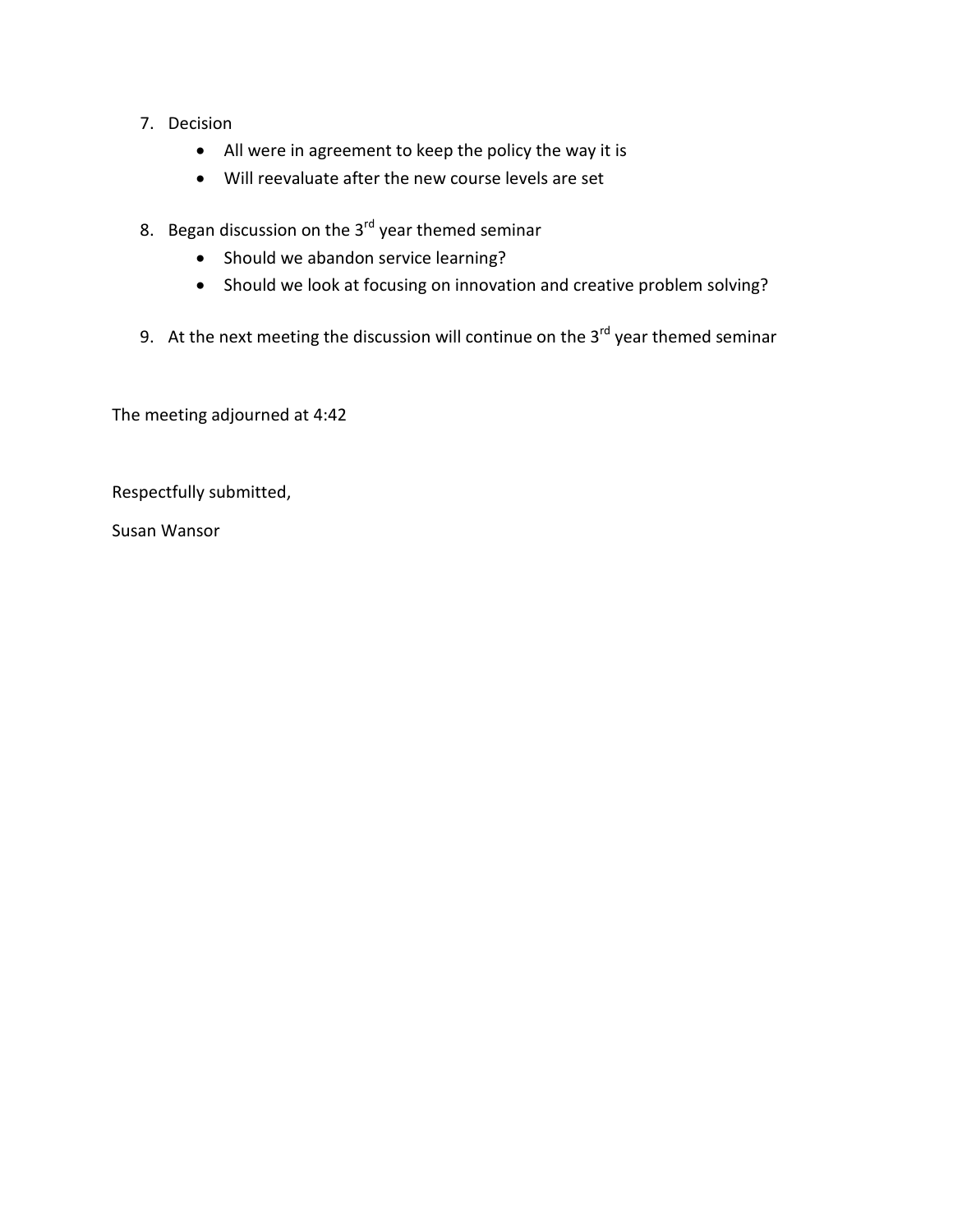7. Decision
    - All were in agreement to keep the policy the way it is
    - Will reevaluate after the new course levels are set

8. Began discussion on the 3rd year themed seminar
    - Should we abandon service learning?
    - Should we look at focusing on innovation and creative problem solving?

9. At the next meeting the discussion will continue on the 3rd year themed seminar

The meeting adjourned at 4:42

Respectfully submitted,

Susan Wansor